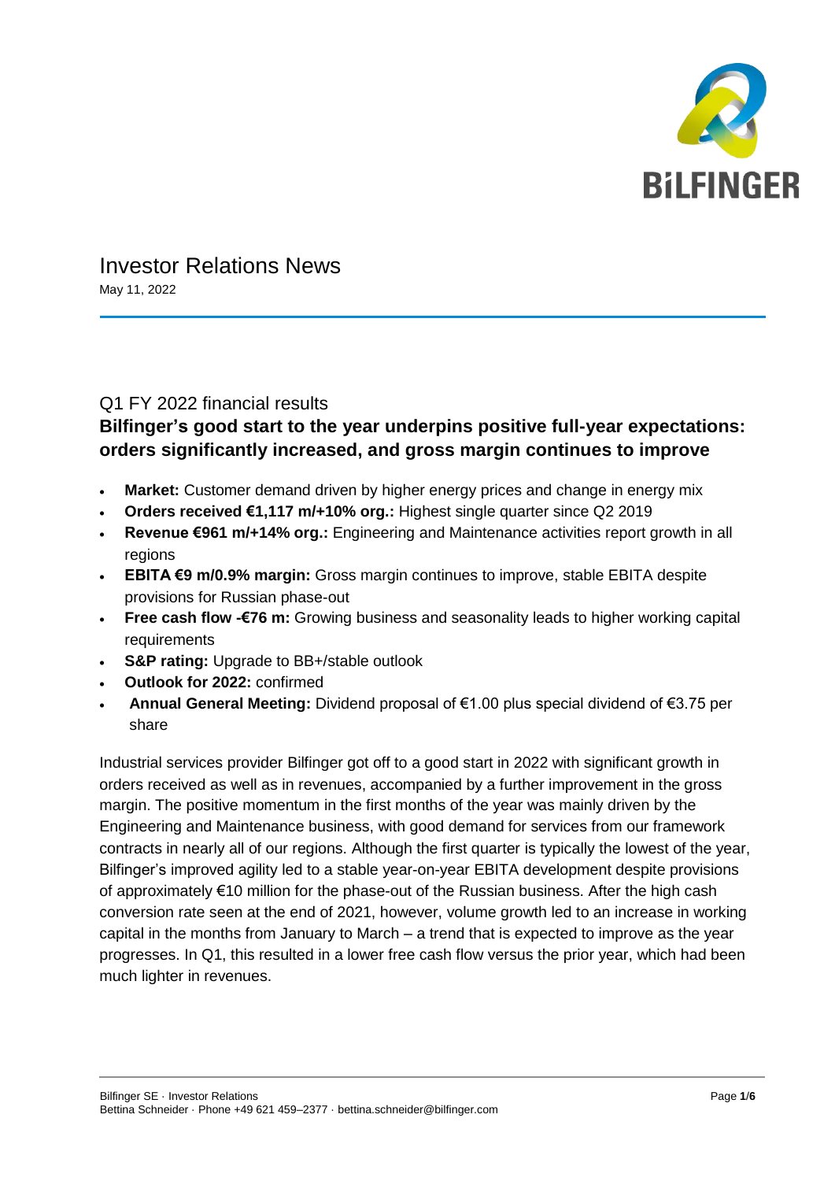# Investor Relations News

May 11, 2022

## Q1 FY 2022 financial results

### Bilfinger's good start to the year underpins positive full-year expectations: orders significantly increased, and gross margin continues to improve

- **Market:** Customer demand driven by higher energy prices and change in energy mix
- **Orders received €1,117 m/+10% org.:** Highest single quarter since Q2 2019
- **Revenue €961 m/+14% org.:** Engineering and Maintenance activities report growth in all regions
- **EBITA €9 m/0.9% margin:** Gross margin continues to improve, stable EBITA despite provisions for Russian phase-out
- **Free cash flow -€76 m:** Growing business and seasonality leads to higher working capital requirements
- **S&P rating:** Upgrade to BB+/stable outlook
- **Outlook for 2022:** confirmed
- **Annual General Meeting:** Dividend proposal of €1.00 plus special dividend of €3.75 per share

Industrial services provider Bilfinger got off to a good start in 2022 with significant growth in orders received as well as in revenues, accompanied by a further improvement in the gross margin. The positive momentum in the first months of the year was mainly driven by the Engineering and Maintenance business, with good demand for services from our framework contracts in nearly all of our regions. Although the first quarter is typically the lowest of the year, Bilfinger's improved agility led to a stable year-on-year EBITA development despite provisions of approximately €10 million for the phase-out of the Russian business. After the high cash conversion rate seen at the end of 2021, however, volume growth led to an increase in working capital in the months from January to March – a trend that is expected to improve as the year progresses. In Q1, this resulted in a lower free cash flow versus the prior year, which had been much lighter in revenues.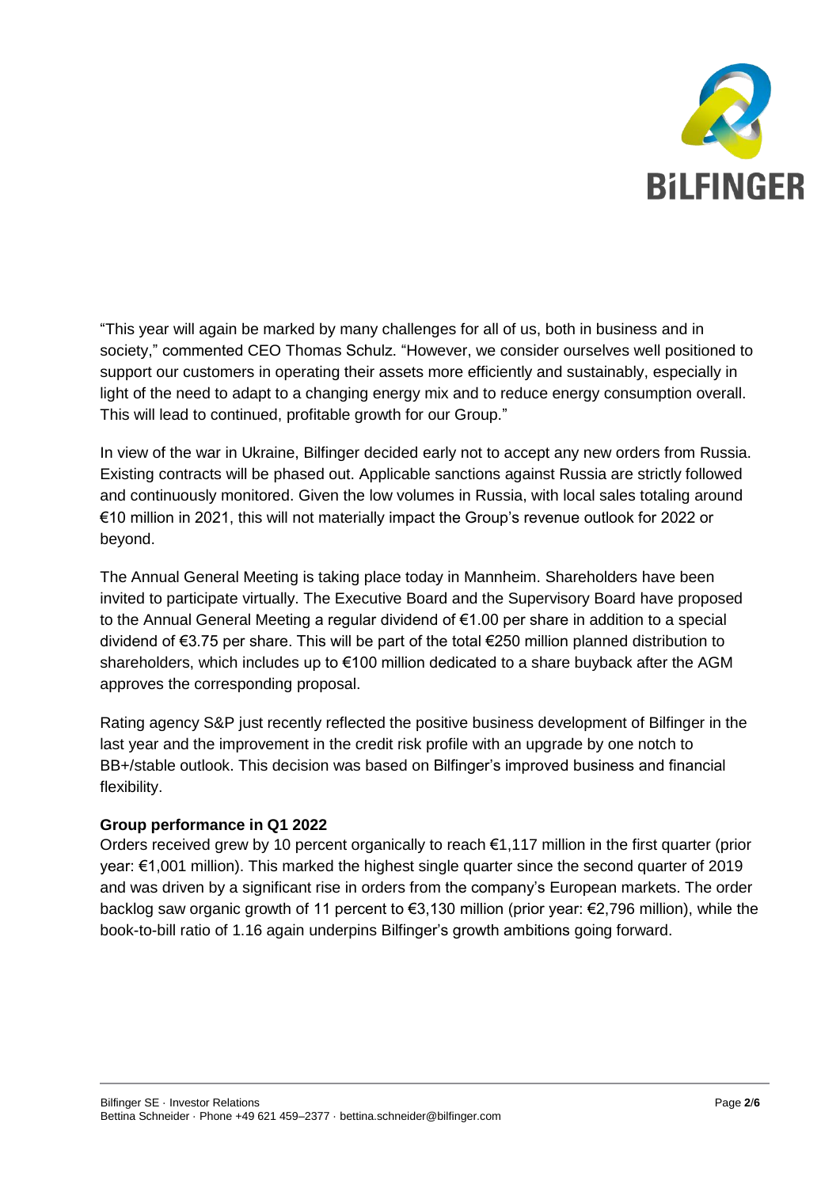“This year will again be marked by many challenges for all of us, both in business and in society,” commented CEO Thomas Schulz. “However, we consider ourselves well positioned to support our customers in operating their assets more efficiently and sustainably, especially in light of the need to adapt to a changing energy mix and to reduce energy consumption overall. This will lead to continued, profitable growth for our Group.”

In view of the war in Ukraine, Bilfinger decided early not to accept any new orders from Russia. Existing contracts will be phased out. Applicable sanctions against Russia are strictly followed and continuously monitored. Given the low volumes in Russia, with local sales totaling around €10 million in 2021, this will not materially impact the Group’s revenue outlook for 2022 or beyond.

The Annual General Meeting is taking place today in Mannheim. Shareholders have been invited to participate virtually. The Executive Board and the Supervisory Board have proposed to the Annual General Meeting a regular dividend of €1.00 per share in addition to a special dividend of €3.75 per share. This will be part of the total €250 million planned distribution to shareholders, which includes up to €100 million dedicated to a share buyback after the AGM approves the corresponding proposal.

Rating agency S&P just recently reflected the positive business development of Bilfinger in the last year and the improvement in the credit risk profile with an upgrade by one notch to BB+/stable outlook. This decision was based on Bilfinger’s improved business and financial flexibility.

**Group performance in Q1 2022**

Orders received grew by 10 percent organically to reach €1,117 million in the first quarter (prior year: €1,001 million). This marked the highest single quarter since the second quarter of 2019 and was driven by a significant rise in orders from the company’s European markets. The order backlog saw organic growth of 11 percent to €3,130 million (prior year: €2,796 million), while the book-to-bill ratio of 1.16 again underpins Bilfinger’s growth ambitions going forward.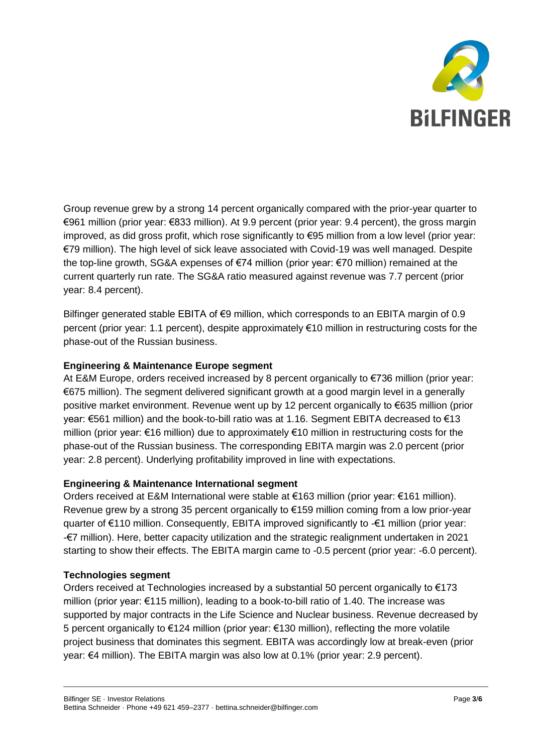Group revenue grew by a strong 14 percent organically compared with the prior-year quarter to €961 million (prior year: €833 million). At 9.9 percent (prior year: 9.4 percent), the gross margin improved, as did gross profit, which rose significantly to €95 million from a low level (prior year: €79 million). The high level of sick leave associated with Covid-19 was well managed. Despite the top-line growth, SG&A expenses of €74 million (prior year: €70 million) remained at the current quarterly run rate. The SG&A ratio measured against revenue was 7.7 percent (prior year: 8.4 percent).

Bilfinger generated stable EBITA of €9 million, which corresponds to an EBITA margin of 0.9 percent (prior year: 1.1 percent), despite approximately €10 million in restructuring costs for the phase-out of the Russian business.

**Engineering & Maintenance Europe segment**

At E&M Europe, orders received increased by 8 percent organically to €736 million (prior year: €675 million). The segment delivered significant growth at a good margin level in a generally positive market environment. Revenue went up by 12 percent organically to €635 million (prior year: €561 million) and the book-to-bill ratio was at 1.16. Segment EBITA decreased to €13 million (prior year: €16 million) due to approximately €10 million in restructuring costs for the phase-out of the Russian business. The corresponding EBITA margin was 2.0 percent (prior year: 2.8 percent). Underlying profitability improved in line with expectations.

**Engineering & Maintenance International segment**

Orders received at E&M International were stable at €163 million (prior year: €161 million). Revenue grew by a strong 35 percent organically to €159 million coming from a low prior-year quarter of €110 million. Consequently, EBITA improved significantly to -€1 million (prior year: -€7 million). Here, better capacity utilization and the strategic realignment undertaken in 2021 starting to show their effects. The EBITA margin came to -0.5 percent (prior year: -6.0 percent).

**Technologies segment**

Orders received at Technologies increased by a substantial 50 percent organically to €173 million (prior year: €115 million), leading to a book-to-bill ratio of 1.40. The increase was supported by major contracts in the Life Science and Nuclear business. Revenue decreased by 5 percent organically to €124 million (prior year: €130 million), reflecting the more volatile project business that dominates this segment. EBITA was accordingly low at break-even (prior year: €4 million). The EBITA margin was also low at 0.1% (prior year: 2.9 percent).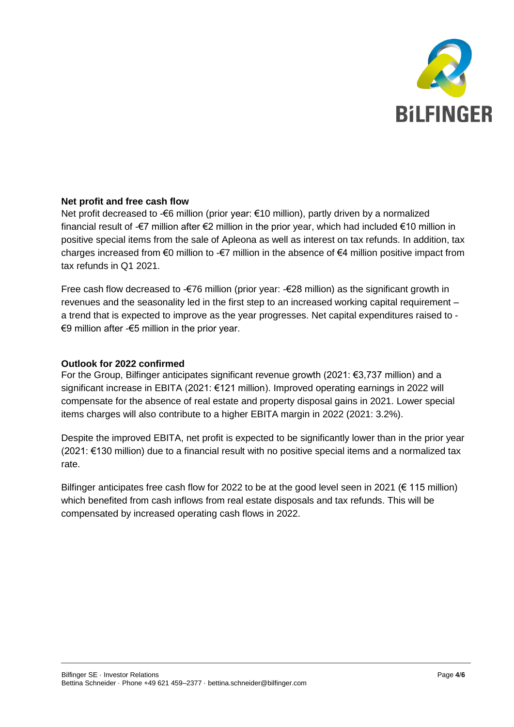**Net profit and free cash flow**

Net profit decreased to -€6 million (prior year: €10 million), partly driven by a normalized financial result of -€7 million after €2 million in the prior year, which had included €10 million in positive special items from the sale of Apleona as well as interest on tax refunds. In addition, tax charges increased from €0 million to -€7 million in the absence of €4 million positive impact from tax refunds in Q1 2021.

Free cash flow decreased to -€76 million (prior year: -€28 million) as the significant growth in revenues and the seasonality led in the first step to an increased working capital requirement – a trend that is expected to improve as the year progresses. Net capital expenditures raised to -€9 million after -€5 million in the prior year.

**Outlook for 2022 confirmed**

For the Group, Bilfinger anticipates significant revenue growth (2021: €3,737 million) and a significant increase in EBITA (2021: €121 million). Improved operating earnings in 2022 will compensate for the absence of real estate and property disposal gains in 2021. Lower special items charges will also contribute to a higher EBITA margin in 2022 (2021: 3.2%).

Despite the improved EBITA, net profit is expected to be significantly lower than in the prior year (2021: €130 million) due to a financial result with no positive special items and a normalized tax rate.

Bilfinger anticipates free cash flow for 2022 to be at the good level seen in 2021 (€ 115 million) which benefited from cash inflows from real estate disposals and tax refunds. This will be compensated by increased operating cash flows in 2022.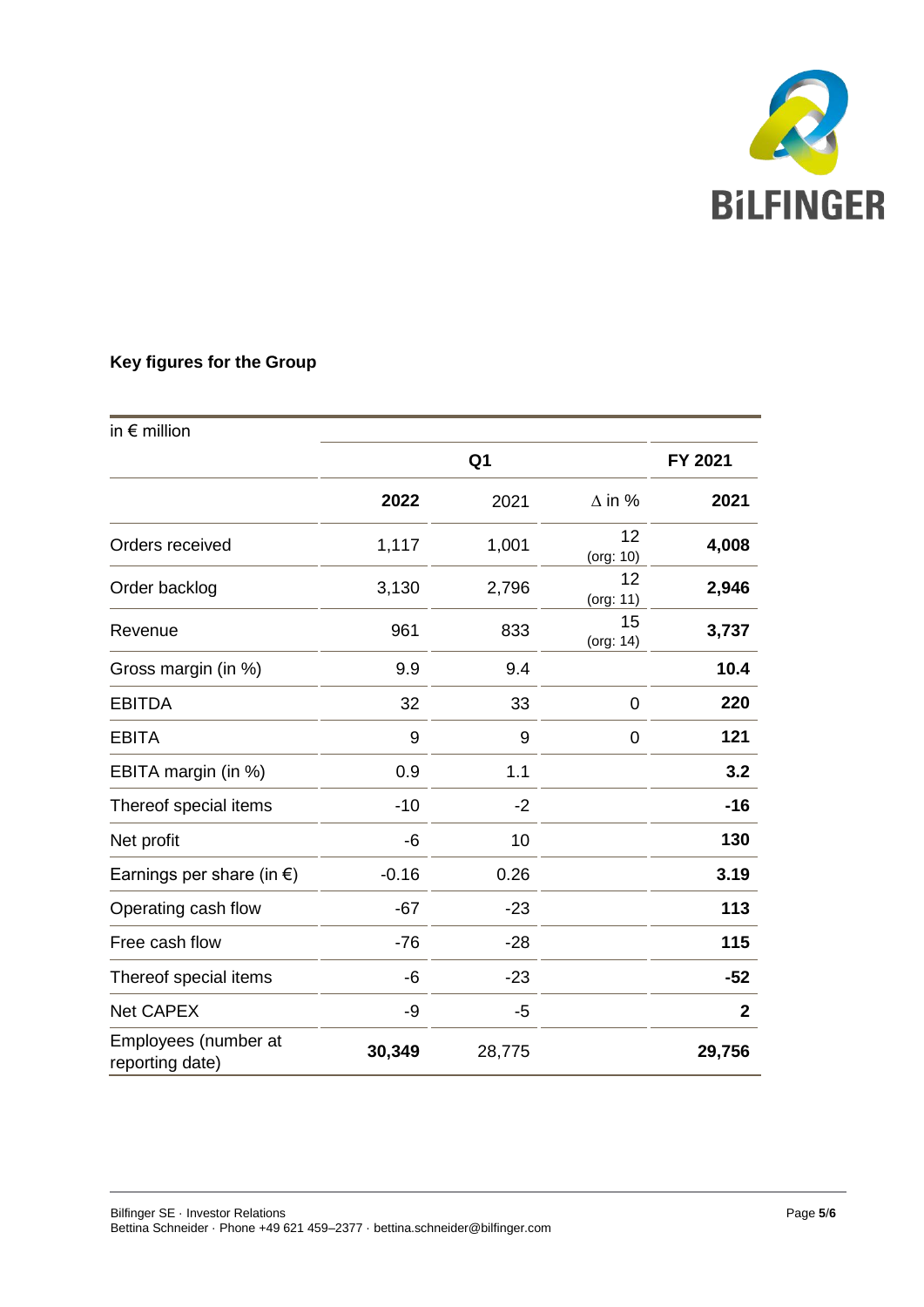## Key figures for the Group

| in € million | Q1 | | | FY 2021 |
|---|---|---|---|---|
| | **2022** | 2021 | ∆ in % | **2021** |
| Orders received | 1,117 | 1,001 | 12 (org: 10) | **4,008** |
| Order backlog | 3,130 | 2,796 | 12 (org: 11) | **2,946** |
| Revenue | 961 | 833 | 15 (org: 14) | **3,737** |
| Gross margin (in %) | 9.9 | 9.4 | | **10.4** |
| EBITDA | 32 | 33 | 0 | **220** |
| EBITA | 9 | 9 | 0 | **121** |
| EBITA margin (in %) | 0.9 | 1.1 | | **3.2** |
| Thereof special items | -10 | -2 | | **-16** |
| Net profit | -6 | 10 | | **130** |
| Earnings per share (in €) | -0.16 | 0.26 | | **3.19** |
| Operating cash flow | -67 | -23 | | **113** |
| Free cash flow | -76 | -28 | | **115** |
| Thereof special items | -6 | -23 | | **-52** |
| Net CAPEX | -9 | -5 | | **2** |
| Employees (number at reporting date) | **30,349** | 28,775 | | **29,756** |

Bilfinger SE · Investor Relations
Bettina Schneider · Phone +49 621 459–2377 · bettina.schneider@bilfinger.com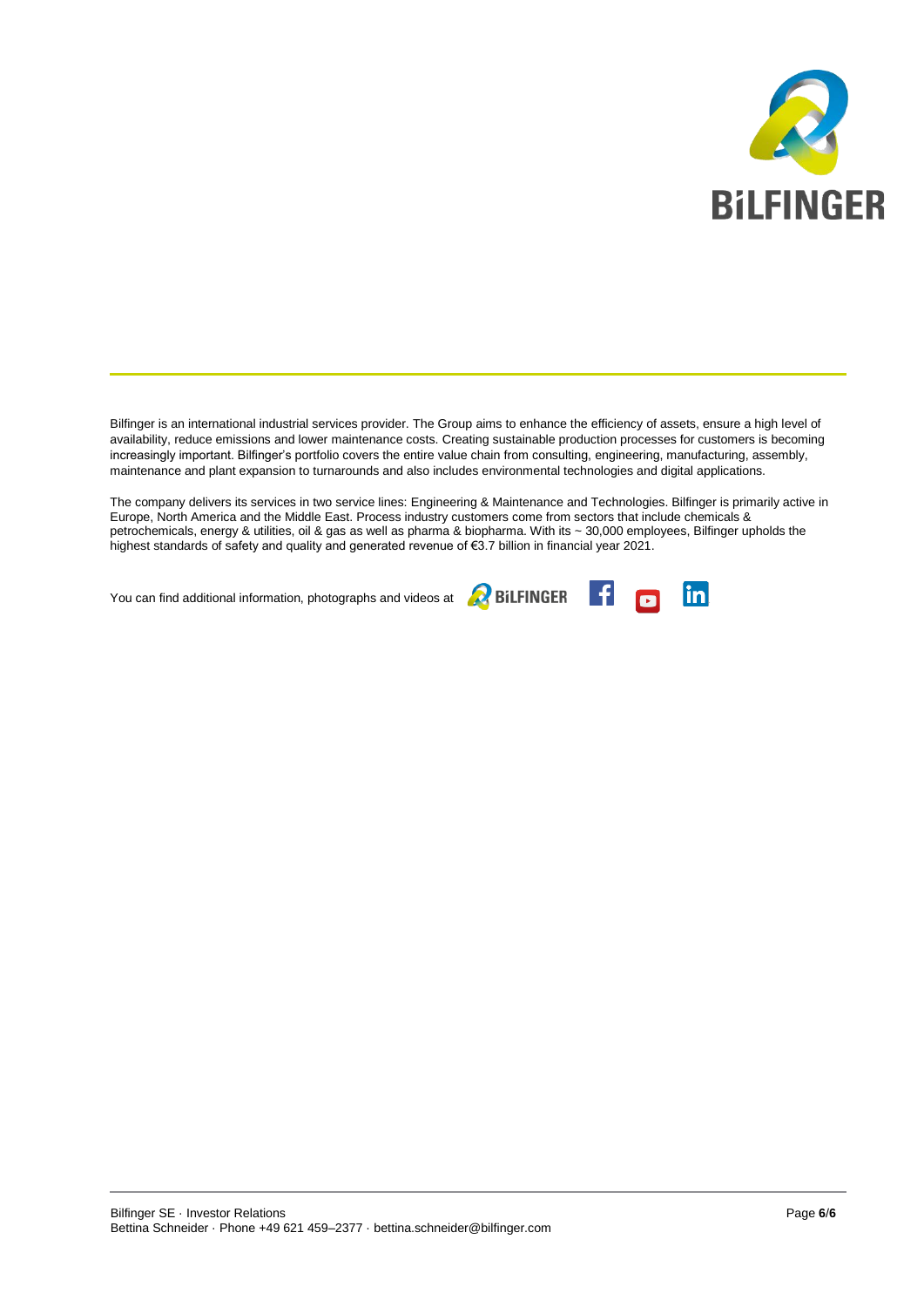Bilfinger is an international industrial services provider. The Group aims to enhance the efficiency of assets, ensure a high level of availability, reduce emissions and lower maintenance costs. Creating sustainable production processes for customers is becoming increasingly important. Bilfinger's portfolio covers the entire value chain from consulting, engineering, manufacturing, assembly, maintenance and plant expansion to turnarounds and also includes environmental technologies and digital applications.

The company delivers its services in two service lines: Engineering & Maintenance and Technologies. Bilfinger is primarily active in Europe, North America and the Middle East. Process industry customers come from sectors that include chemicals & petrochemicals, energy & utilities, oil & gas as well as pharma & biopharma. With its ~ 30,000 employees, Bilfinger upholds the highest standards of safety and quality and generated revenue of €3.7 billion in financial year 2021.

You can find additional information, photographs and videos at BILFINGER

Bilfinger SE · Investor Relations
Bettina Schneider · Phone +49 621 459–2377 · bettina.schneider@bilfinger.com